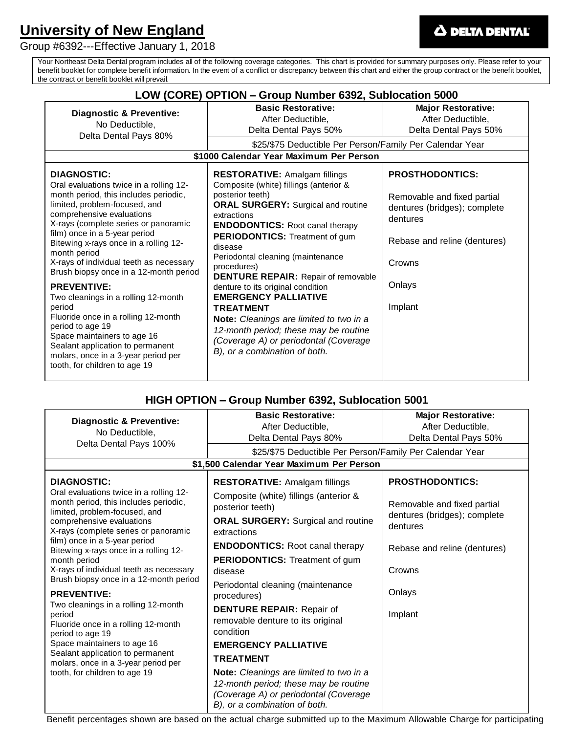# University of New England

Group #6392---Effective January 1, 2018

DELTA DENTAL

Your Northeast Delta Dental program includes all of the following coverage categories. This chart is provided for summary purposes only. Please refer to your benefit booklet for complete benefit information. In the event of a conflict or discrepancy between this chart and either the group contract or the benefit booklet, the contract or benefit booklet will prevail.

## LOW (CORE) OPTION – Group Number 6392, Sublocation 5000

| Diagnostic & Preventive: No Deductible, Delta Dental Pays 80% | Basic Restorative: After Deductible, Delta Dental Pays 50% | Major Restorative: After Deductible, Delta Dental Pays 50% |
|---|---|---|
| | $25/$75 Deductible Per Person/Family Per Calendar Year | |
| **$1000 Calendar Year Maximum Per Person** | | |
| **DIAGNOSTIC:** Oral evaluations twice in a rolling 12-month period, this includes periodic, limited, problem-focused, and comprehensive evaluations<br>X-rays (complete series or panoramic film) once in a 5-year period<br>Bitewing x-rays once in a rolling 12-month period<br>X-rays of individual teeth as necessary<br>Brush biopsy once in a 12-month period<br><br>**PREVENTIVE:**<br>Two cleanings in a rolling 12-month period<br>Fluoride once in a rolling 12-month period to age 19<br>Space maintainers to age 16<br>Sealant application to permanent molars, once in a 3-year period per tooth, for children to age 19 | **RESTORATIVE:** Amalgam fillings<br>Composite (white) fillings (anterior & posterior teeth)<br>**ORAL SURGERY:** Surgical and routine extractions<br>**ENDODONTICS:** Root canal therapy<br>**PERIODONTICS:** Treatment of gum disease<br>Periodontal cleaning (maintenance procedures)<br>**DENTURE REPAIR:** Repair of removable denture to its original condition<br>**EMERGENCY PALLIATIVE TREATMENT**<br>**Note:** *Cleanings are limited to two in a 12-month period; these may be routine (Coverage A) or periodontal (Coverage B), or a combination of both.* | **PROSTHODONTICS:**<br><br>Removable and fixed partial dentures (bridges); complete dentures<br><br>Rebase and reline (dentures)<br><br>Crowns<br><br>Onlays<br><br>Implant |

## HIGH OPTION – Group Number 6392, Sublocation 5001

| Diagnostic & Preventive: No Deductible, Delta Dental Pays 100% | Basic Restorative: After Deductible, Delta Dental Pays 80% | Major Restorative: After Deductible, Delta Dental Pays 50% |
|---|---|---|
| | $25/$75 Deductible Per Person/Family Per Calendar Year | |
| **$1,500 Calendar Year Maximum Per Person** | | |
| **DIAGNOSTIC:** Oral evaluations twice in a rolling 12-month period, this includes periodic, limited, problem-focused, and comprehensive evaluations<br>X-rays (complete series or panoramic film) once in a 5-year period<br>Bitewing x-rays once in a rolling 12-month period<br>X-rays of individual teeth as necessary<br>Brush biopsy once in a 12-month period<br><br>**PREVENTIVE:**<br>Two cleanings in a rolling 12-month period<br>Fluoride once in a rolling 12-month period to age 19<br>Space maintainers to age 16<br>Sealant application to permanent molars, once in a 3-year period per tooth, for children to age 19 | **RESTORATIVE:** Amalgam fillings<br>Composite (white) fillings (anterior & posterior teeth)<br>**ORAL SURGERY:** Surgical and routine extractions<br>**ENDODONTICS:** Root canal therapy<br>**PERIODONTICS:** Treatment of gum disease<br>Periodontal cleaning (maintenance procedures)<br>**DENTURE REPAIR:** Repair of removable denture to its original condition<br>**EMERGENCY PALLIATIVE TREATMENT**<br>**Note:** *Cleanings are limited to two in a 12-month period; these may be routine (Coverage A) or periodontal (Coverage B), or a combination of both.* | **PROSTHODONTICS:**<br><br>Removable and fixed partial dentures (bridges); complete dentures<br><br>Rebase and reline (dentures)<br><br>Crowns<br><br>Onlays<br><br>Implant |

Benefit percentages shown are based on the actual charge submitted up to the Maximum Allowable Charge for participating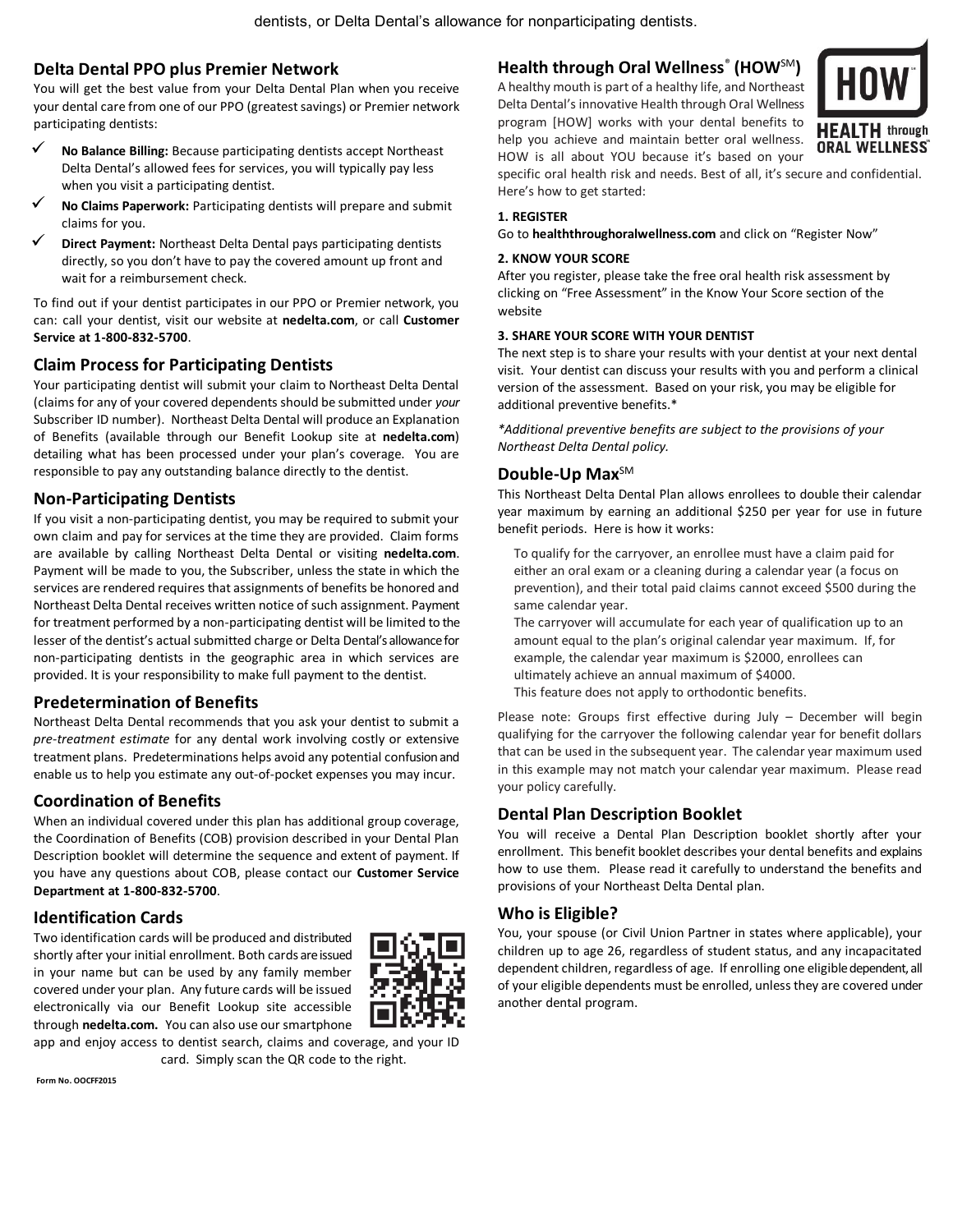dentists, or Delta Dental's allowance for nonparticipating dentists.

## Delta Dental PPO plus Premier Network

You will get the best value from your Delta Dental Plan when you receive your dental care from one of our PPO (greatest savings) or Premier network participating dentists:

- ✓ **No Balance Billing:** Because participating dentists accept Northeast Delta Dental's allowed fees for services, you will typically pay less when you visit a participating dentist.
- ✓ **No Claims Paperwork:** Participating dentists will prepare and submit claims for you.
- ✓ **Direct Payment:** Northeast Delta Dental pays participating dentists directly, so you don't have to pay the covered amount up front and wait for a reimbursement check.

To find out if your dentist participates in our PPO or Premier network, you can: call your dentist, visit our website at **nedelta.com**, or call **Customer Service at 1-800-832-5700**.

## Claim Process for Participating Dentists

Your participating dentist will submit your claim to Northeast Delta Dental (claims for any of your covered dependents should be submitted under *your* Subscriber ID number). Northeast Delta Dental will produce an Explanation of Benefits (available through our Benefit Lookup site at **nedelta.com**) detailing what has been processed under your plan's coverage. You are responsible to pay any outstanding balance directly to the dentist.

## Non-Participating Dentists

If you visit a non-participating dentist, you may be required to submit your own claim and pay for services at the time they are provided. Claim forms are available by calling Northeast Delta Dental or visiting **nedelta.com**. Payment will be made to you, the Subscriber, unless the state in which the services are rendered requires that assignments of benefits be honored and Northeast Delta Dental receives written notice of such assignment. Payment for treatment performed by a non-participating dentist will be limited to the lesser of the dentist's actual submitted charge or Delta Dental's allowance for non-participating dentists in the geographic area in which services are provided. It is your responsibility to make full payment to the dentist.

## Predetermination of Benefits

Northeast Delta Dental recommends that you ask your dentist to submit a *pre-treatment estimate* for any dental work involving costly or extensive treatment plans. Predeterminations helps avoid any potential confusion and enable us to help you estimate any out-of-pocket expenses you may incur.

## Coordination of Benefits

When an individual covered under this plan has additional group coverage, the Coordination of Benefits (COB) provision described in your Dental Plan Description booklet will determine the sequence and extent of payment. If you have any questions about COB, please contact our **Customer Service Department at 1-800-832-5700**.

## Identification Cards

Two identification cards will be produced and distributed shortly after your initial enrollment. Both cards are issued in your name but can be used by any family member covered under your plan. Any future cards will be issued electronically via our Benefit Lookup site accessible through **nedelta.com.** You can also use our smartphone app and enjoy access to dentist search, claims and coverage, and your ID card. Simply scan the QR code to the right.

Form No. OOCFF2015

## Health through Oral Wellness® (HOW[SM])

A healthy mouth is part of a healthy life, and Northeast Delta Dental's innovative Health through Oral Wellness program [HOW] works with your dental benefits to help you achieve and maintain better oral wellness. HOW is all about YOU because it's based on your specific oral health risk and needs. Best of all, it's secure and confidential. Here's how to get started:

**1. REGISTER**

Go to **healththroughoralwellness.com** and click on "Register Now"

**2. KNOW YOUR SCORE**

After you register, please take the free oral health risk assessment by clicking on "Free Assessment" in the Know Your Score section of the website

**3. SHARE YOUR SCORE WITH YOUR DENTIST**

The next step is to share your results with your dentist at your next dental visit. Your dentist can discuss your results with you and perform a clinical version of the assessment. Based on your risk, you may be eligible for additional preventive benefits.*

*\*Additional preventive benefits are subject to the provisions of your Northeast Delta Dental policy.*

## Double-Up Max[SM]

This Northeast Delta Dental Plan allows enrollees to double their calendar year maximum by earning an additional $250 per year for use in future benefit periods. Here is how it works:

To qualify for the carryover, an enrollee must have a claim paid for either an oral exam or a cleaning during a calendar year (a focus on prevention), and their total paid claims cannot exceed $500 during the same calendar year.

The carryover will accumulate for each year of qualification up to an amount equal to the plan's original calendar year maximum. If, for example, the calendar year maximum is $2000, enrollees can ultimately achieve an annual maximum of $4000.

This feature does not apply to orthodontic benefits.

Please note: Groups first effective during July – December will begin qualifying for the carryover the following calendar year for benefit dollars that can be used in the subsequent year. The calendar year maximum used in this example may not match your calendar year maximum. Please read your policy carefully.

## Dental Plan Description Booklet

You will receive a Dental Plan Description booklet shortly after your enrollment. This benefit booklet describes your dental benefits and explains how to use them. Please read it carefully to understand the benefits and provisions of your Northeast Delta Dental plan.

## Who is Eligible?

You, your spouse (or Civil Union Partner in states where applicable), your children up to age 26, regardless of student status, and any incapacitated dependent children, regardless of age. If enrolling one eligible dependent, all of your eligible dependents must be enrolled, unless they are covered under another dental program.